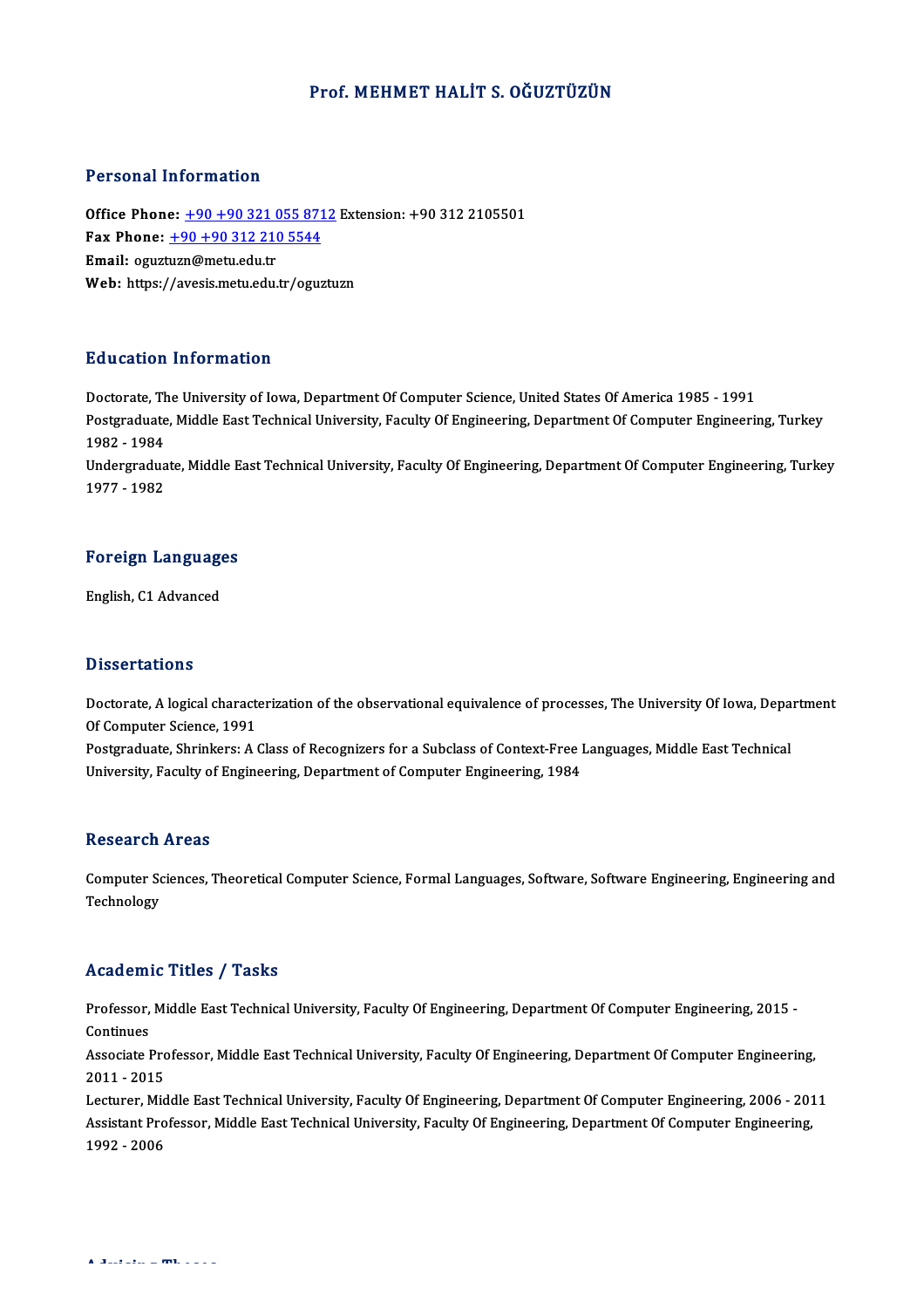# Prof. MEHMET HALİT S. OĞUZTÜZÜN

## Personal Information

**Office Phone:** +90 +90 321 055 8712 Extension: +90 312 2105501
**Fax Phone:** +90 +90 312 210 5544
**Email:** oguztuzn@metu.edu.tr
**Web:** https://avesis.metu.edu.tr/oguztuzn

## Education Information

Doctorate, The University of Iowa, Department Of Computer Science, United States Of America 1985 - 1991
Postgraduate, Middle East Technical University, Faculty Of Engineering, Department Of Computer Engineering, Turkey 1982 - 1984
Undergraduate, Middle East Technical University, Faculty Of Engineering, Department Of Computer Engineering, Turkey 1977 - 1982

## Foreign Languages

English, C1 Advanced

## Dissertations

Doctorate, A logical characterization of the observational equivalence of processes, The University Of Iowa, Department Of Computer Science, 1991
Postgraduate, Shrinkers: A Class of Recognizers for a Subclass of Context-Free Languages, Middle East Technical University, Faculty of Engineering, Department of Computer Engineering, 1984

## Research Areas

Computer Sciences, Theoretical Computer Science, Formal Languages, Software, Software Engineering, Engineering and Technology

## Academic Titles / Tasks

Professor, Middle East Technical University, Faculty Of Engineering, Department Of Computer Engineering, 2015 - Continues
Associate Professor, Middle East Technical University, Faculty Of Engineering, Department Of Computer Engineering, 2011 - 2015
Lecturer, Middle East Technical University, Faculty Of Engineering, Department Of Computer Engineering, 2006 - 2011
Assistant Professor, Middle East Technical University, Faculty Of Engineering, Department Of Computer Engineering, 1992 - 2006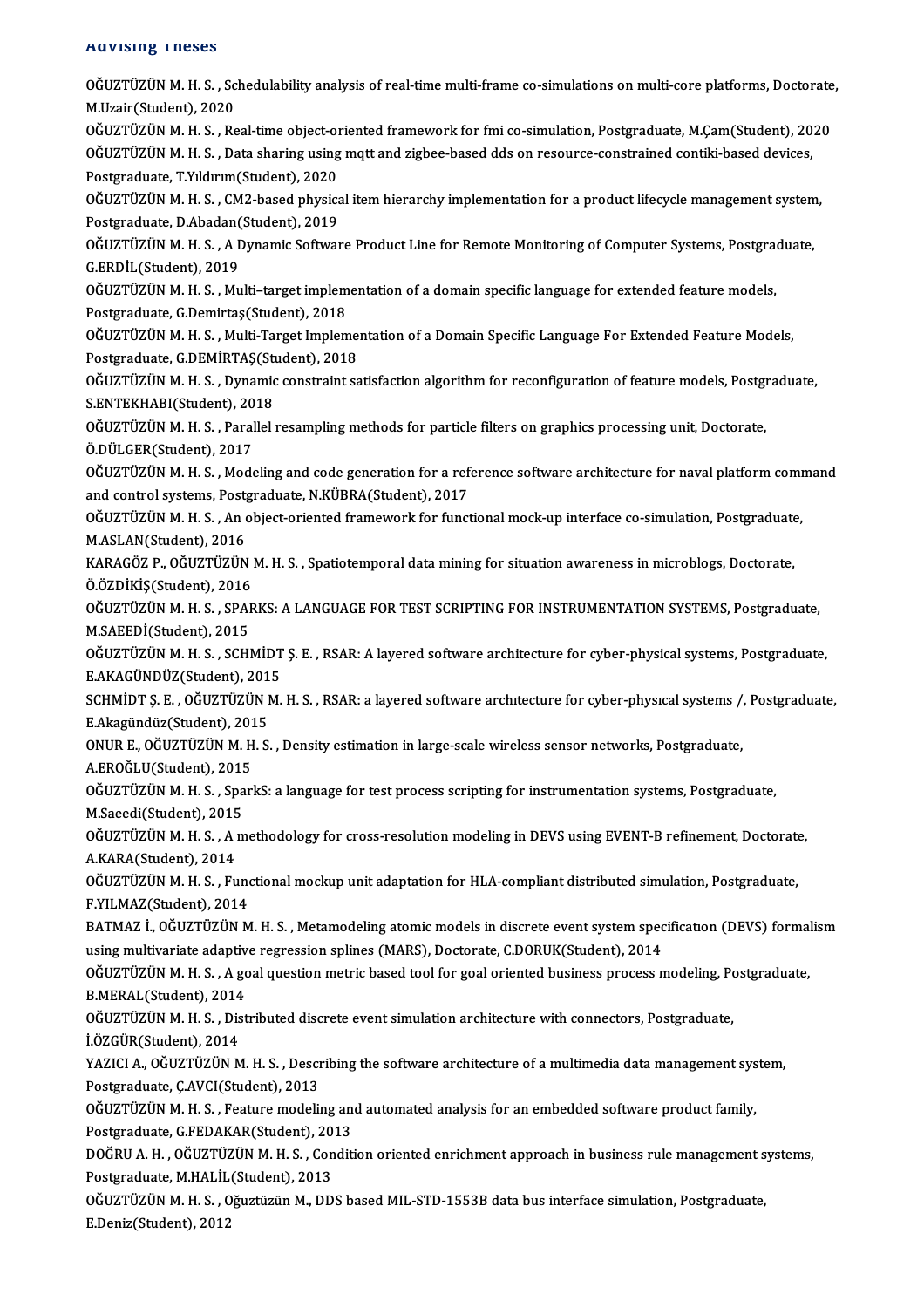## Advising Theses

OĞUZTÜZÜN M. H. S. , Schedulability analysis of real-time multi-frame co-simulations on multi-core platforms, Doctorate, M.Uzair(Student), 2020

OĞUZTÜZÜN M. H. S. , Real-time object-oriented framework for fmi co-simulation, Postgraduate, M.Çam(Student), 2020

OĞUZTÜZÜN M. H. S. , Data sharing using mqtt and zigbee-based dds on resource-constrained contiki-based devices, Postgraduate, T.Yıldırım(Student), 2020

OĞUZTÜZÜN M. H. S. , CM2-based physical item hierarchy implementation for a product lifecycle management system, Postgraduate, D.Abadan(Student), 2019

OĞUZTÜZÜN M. H. S. , A Dynamic Software Product Line for Remote Monitoring of Computer Systems, Postgraduate, G.ERDİL(Student), 2019

OĞUZTÜZÜN M. H. S. , Multi–target implementation of a domain specific language for extended feature models, Postgraduate, G.Demirtaş(Student), 2018

OĞUZTÜZÜN M. H. S. , Multi-Target Implementation of a Domain Specific Language For Extended Feature Models, Postgraduate, G.DEMİRTAŞ(Student), 2018

OĞUZTÜZÜN M. H. S. , Dynamic constraint satisfaction algorithm for reconfiguration of feature models, Postgraduate, S.ENTEKHABI(Student), 2018

OĞUZTÜZÜN M. H. S. , Parallel resampling methods for particle filters on graphics processing unit, Doctorate, Ö.DÜLGER(Student), 2017

OĞUZTÜZÜN M. H. S. , Modeling and code generation for a reference software architecture for naval platform command and control systems, Postgraduate, N.KÜBRA(Student), 2017

OĞUZTÜZÜN M. H. S. , An object-oriented framework for functional mock-up interface co-simulation, Postgraduate, M.ASLAN(Student), 2016

KARAGÖZ P., OĞUZTÜZÜN M. H. S. , Spatiotemporal data mining for situation awareness in microblogs, Doctorate, Ö.ÖZDİKİŞ(Student), 2016

OĞUZTÜZÜN M. H. S. , SPARKS: A LANGUAGE FOR TEST SCRIPTING FOR INSTRUMENTATION SYSTEMS, Postgraduate, M.SAEEDİ(Student), 2015

OĞUZTÜZÜN M. H. S. , SCHMİDT Ş. E. , RSAR: A layered software architecture for cyber-physical systems, Postgraduate, E.AKAGÜNDÜZ(Student), 2015

SCHMİDT Ş. E. , OĞUZTÜZÜN M. H. S. , RSAR: a layered software archıtecture for cyber-physıcal systems /, Postgraduate, E.Akagündüz(Student), 2015

ONUR E., OĞUZTÜZÜN M. H. S. , Density estimation in large-scale wireless sensor networks, Postgraduate, A.EROĞLU(Student), 2015

OĞUZTÜZÜN M. H. S. , SparkS: a language for test process scripting for instrumentation systems, Postgraduate, M.Saeedi(Student), 2015

OĞUZTÜZÜN M. H. S. , A methodology for cross-resolution modeling in DEVS using EVENT-B refinement, Doctorate, A.KARA(Student), 2014

OĞUZTÜZÜN M. H. S. , Functional mockup unit adaptation for HLA-compliant distributed simulation, Postgraduate, F.YILMAZ(Student), 2014

BATMAZ İ., OĞUZTÜZÜN M. H. S. , Metamodeling atomic models in discrete event system specificatıon (DEVS) formalism using multivariate adaptive regression splines (MARS), Doctorate, C.DORUK(Student), 2014

OĞUZTÜZÜN M. H. S. , A goal question metric based tool for goal oriented business process modeling, Postgraduate, B.MERAL(Student), 2014

OĞUZTÜZÜN M. H. S. , Distributed discrete event simulation architecture with connectors, Postgraduate, İ.ÖZGÜR(Student), 2014

YAZICI A., OĞUZTÜZÜN M. H. S. , Describing the software architecture of a multimedia data management system, Postgraduate, Ç.AVCI(Student), 2013

OĞUZTÜZÜN M. H. S. , Feature modeling and automated analysis for an embedded software product family, Postgraduate, G.FEDAKAR(Student), 2013

DOĞRU A. H. , OĞUZTÜZÜN M. H. S. , Condition oriented enrichment approach in business rule management systems, Postgraduate, M.HALİL(Student), 2013

OĞUZTÜZÜN M. H. S. , Oğuztüzün M., DDS based MIL-STD-1553B data bus interface simulation, Postgraduate, E.Deniz(Student), 2012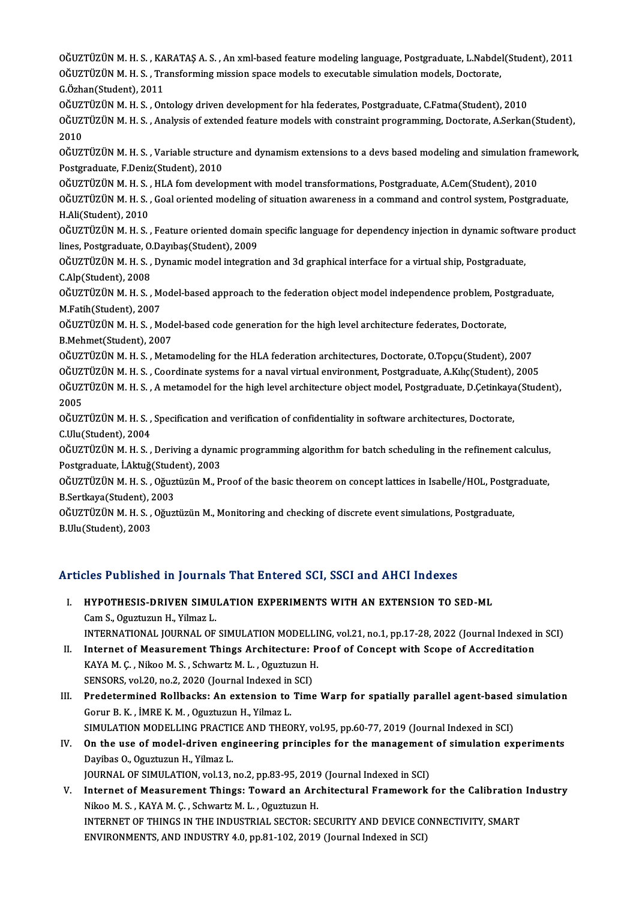OĞUZTÜZÜN M. H. S. , KARATAŞ A. S. , An xml-based feature modeling language, Postgraduate, L.Nabdel(Student), 2011

OĞUZTÜZÜN M. H. S. , Transforming mission space models to executable simulation models, Doctorate, G.Özhan(Student), 2011

OĞUZTÜZÜN M. H. S. , Ontology driven development for hla federates, Postgraduate, C.Fatma(Student), 2010

OĞUZTÜZÜN M. H. S. , Analysis of extended feature models with constraint programming, Doctorate, A.Serkan(Student), 2010

OĞUZTÜZÜN M. H. S. , Variable structure and dynamism extensions to a devs based modeling and simulation framework, Postgraduate, F.Deniz(Student), 2010

OĞUZTÜZÜN M. H. S. , HLA fom development with model transformations, Postgraduate, A.Cem(Student), 2010

OĞUZTÜZÜN M. H. S. , Goal oriented modeling of situation awareness in a command and control system, Postgraduate, H.Ali(Student), 2010

OĞUZTÜZÜN M. H. S. , Feature oriented domain specific language for dependency injection in dynamic software product lines, Postgraduate, O.Dayıbaş(Student), 2009

OĞUZTÜZÜN M. H. S. , Dynamic model integration and 3d graphical interface for a virtual ship, Postgraduate, C.Alp(Student), 2008

OĞUZTÜZÜN M. H. S. , Model-based approach to the federation object model independence problem, Postgraduate, M.Fatih(Student), 2007

OĞUZTÜZÜN M. H. S. , Model-based code generation for the high level architecture federates, Doctorate, B.Mehmet(Student), 2007

OĞUZTÜZÜN M. H. S. , Metamodeling for the HLA federation architectures, Doctorate, O.Topçu(Student), 2007

OĞUZTÜZÜN M. H. S. , Coordinate systems for a naval virtual environment, Postgraduate, A.Kılıç(Student), 2005

OĞUZTÜZÜN M. H. S. , A metamodel for the high level architecture object model, Postgraduate, D.Çetinkaya(Student), 2005

OĞUZTÜZÜN M. H. S. , Specification and verification of confidentiality in software architectures, Doctorate, C.Ulu(Student), 2004

OĞUZTÜZÜN M. H. S. , Deriving a dynamic programming algorithm for batch scheduling in the refinement calculus, Postgraduate, İ.Aktuğ(Student), 2003

OĞUZTÜZÜN M. H. S. , Oğuztüzün M., Proof of the basic theorem on concept lattices in Isabelle/HOL, Postgraduate, B.Sertkaya(Student), 2003

OĞUZTÜZÜN M. H. S. , Oğuztüzün M., Monitoring and checking of discrete event simulations, Postgraduate, B.Ulu(Student), 2003

## Articles Published in Journals That Entered SCI, SSCI and AHCI Indexes

I. **HYPOTHESIS-DRIVEN SIMULATION EXPERIMENTS WITH AN EXTENSION TO SED-ML**
   Cam S., Oguztuzun H., Yilmaz L.
   INTERNATIONAL JOURNAL OF SIMULATION MODELLING, vol.21, no.1, pp.17-28, 2022 (Journal Indexed in SCI)

II. **Internet of Measurement Things Architecture: Proof of Concept with Scope of Accreditation**
   KAYA M. Ç. , Nikoo M. S. , Schwartz M. L. , Oguztuzun H.
   SENSORS, vol.20, no.2, 2020 (Journal Indexed in SCI)

III. **Predetermined Rollbacks: An extension to Time Warp for spatially parallel agent-based simulation**
   Gorur B. K. , İMRE K. M. , Oguztuzun H., Yilmaz L.
   SIMULATION MODELLING PRACTICE AND THEORY, vol.95, pp.60-77, 2019 (Journal Indexed in SCI)

IV. **On the use of model-driven engineering principles for the management of simulation experiments**
   Dayibas O., Oguztuzun H., Yilmaz L.
   JOURNAL OF SIMULATION, vol.13, no.2, pp.83-95, 2019 (Journal Indexed in SCI)

V. **Internet of Measurement Things: Toward an Architectural Framework for the Calibration Industry**
   Nikoo M. S. , KAYA M. Ç. , Schwartz M. L. , Oguztuzun H.
   INTERNET OF THINGS IN THE INDUSTRIAL SECTOR: SECURITY AND DEVICE CONNECTIVITY, SMART ENVIRONMENTS, AND INDUSTRY 4.0, pp.81-102, 2019 (Journal Indexed in SCI)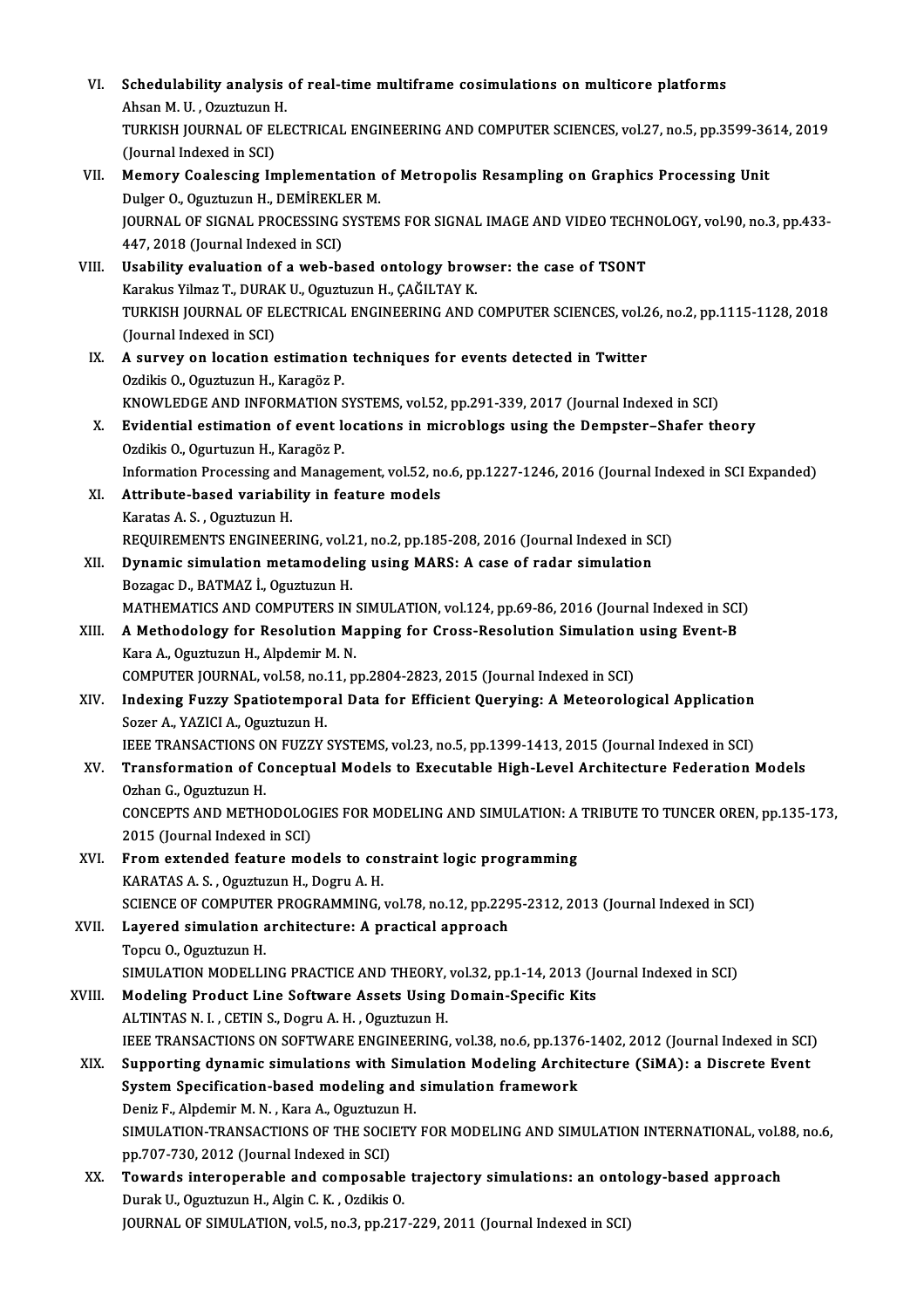VI. **Schedulability analysis of real-time multiframe cosimulations on multicore platforms**
Ahsan M. U. , Ozuztuzun H.
TURKISH JOURNAL OF ELECTRICAL ENGINEERING AND COMPUTER SCIENCES, vol.27, no.5, pp.3599-3614, 2019 (Journal Indexed in SCI)

VII. **Memory Coalescing Implementation of Metropolis Resampling on Graphics Processing Unit**
Dulger O., Oguztuzun H., DEMİREKLER M.
JOURNAL OF SIGNAL PROCESSING SYSTEMS FOR SIGNAL IMAGE AND VIDEO TECHNOLOGY, vol.90, no.3, pp.433-447, 2018 (Journal Indexed in SCI)

VIII. **Usability evaluation of a web-based ontology browser: the case of TSONT**
Karakus Yilmaz T., DURAK U., Oguztuzun H., ÇAĞILTAY K.
TURKISH JOURNAL OF ELECTRICAL ENGINEERING AND COMPUTER SCIENCES, vol.26, no.2, pp.1115-1128, 2018 (Journal Indexed in SCI)

IX. **A survey on location estimation techniques for events detected in Twitter**
Ozdikis O., Oguztuzun H., Karagöz P.
KNOWLEDGE AND INFORMATION SYSTEMS, vol.52, pp.291-339, 2017 (Journal Indexed in SCI)

X. **Evidential estimation of event locations in microblogs using the Dempster–Shafer theory**
Ozdikis O., Ogurtuzun H., Karagöz P.
Information Processing and Management, vol.52, no.6, pp.1227-1246, 2016 (Journal Indexed in SCI Expanded)

XI. **Attribute-based variability in feature models**
Karatas A. S. , Oguztuzun H.
REQUIREMENTS ENGINEERING, vol.21, no.2, pp.185-208, 2016 (Journal Indexed in SCI)

XII. **Dynamic simulation metamodeling using MARS: A case of radar simulation**
Bozagac D., BATMAZ İ., Oguztuzun H.
MATHEMATICS AND COMPUTERS IN SIMULATION, vol.124, pp.69-86, 2016 (Journal Indexed in SCI)

XIII. **A Methodology for Resolution Mapping for Cross-Resolution Simulation using Event-B**
Kara A., Oguztuzun H., Alpdemir M. N.
COMPUTER JOURNAL, vol.58, no.11, pp.2804-2823, 2015 (Journal Indexed in SCI)

XIV. **Indexing Fuzzy Spatiotemporal Data for Efficient Querying: A Meteorological Application**
Sozer A., YAZICI A., Oguztuzun H.
IEEE TRANSACTIONS ON FUZZY SYSTEMS, vol.23, no.5, pp.1399-1413, 2015 (Journal Indexed in SCI)

XV. **Transformation of Conceptual Models to Executable High-Level Architecture Federation Models**
Ozhan G., Oguztuzun H.
CONCEPTS AND METHODOLOGIES FOR MODELING AND SIMULATION: A TRIBUTE TO TUNCER OREN, pp.135-173, 2015 (Journal Indexed in SCI)

XVI. **From extended feature models to constraint logic programming**
KARATAS A. S. , Oguztuzun H., Dogru A. H.
SCIENCE OF COMPUTER PROGRAMMING, vol.78, no.12, pp.2295-2312, 2013 (Journal Indexed in SCI)

XVII. **Layered simulation architecture: A practical approach**
Topcu O., Oguztuzun H.
SIMULATION MODELLING PRACTICE AND THEORY, vol.32, pp.1-14, 2013 (Journal Indexed in SCI)

XVIII. **Modeling Product Line Software Assets Using Domain-Specific Kits**
ALTINTAS N. I. , CETIN S., Dogru A. H. , Oguztuzun H.
IEEE TRANSACTIONS ON SOFTWARE ENGINEERING, vol.38, no.6, pp.1376-1402, 2012 (Journal Indexed in SCI)

XIX. **Supporting dynamic simulations with Simulation Modeling Architecture (SiMA): a Discrete Event System Specification-based modeling and simulation framework**
Deniz F., Alpdemir M. N. , Kara A., Oguztuzun H.
SIMULATION-TRANSACTIONS OF THE SOCIETY FOR MODELING AND SIMULATION INTERNATIONAL, vol.88, no.6, pp.707-730, 2012 (Journal Indexed in SCI)

XX. **Towards interoperable and composable trajectory simulations: an ontology-based approach**
Durak U., Oguztuzun H., Algin C. K. , Ozdikis O.
JOURNAL OF SIMULATION, vol.5, no.3, pp.217-229, 2011 (Journal Indexed in SCI)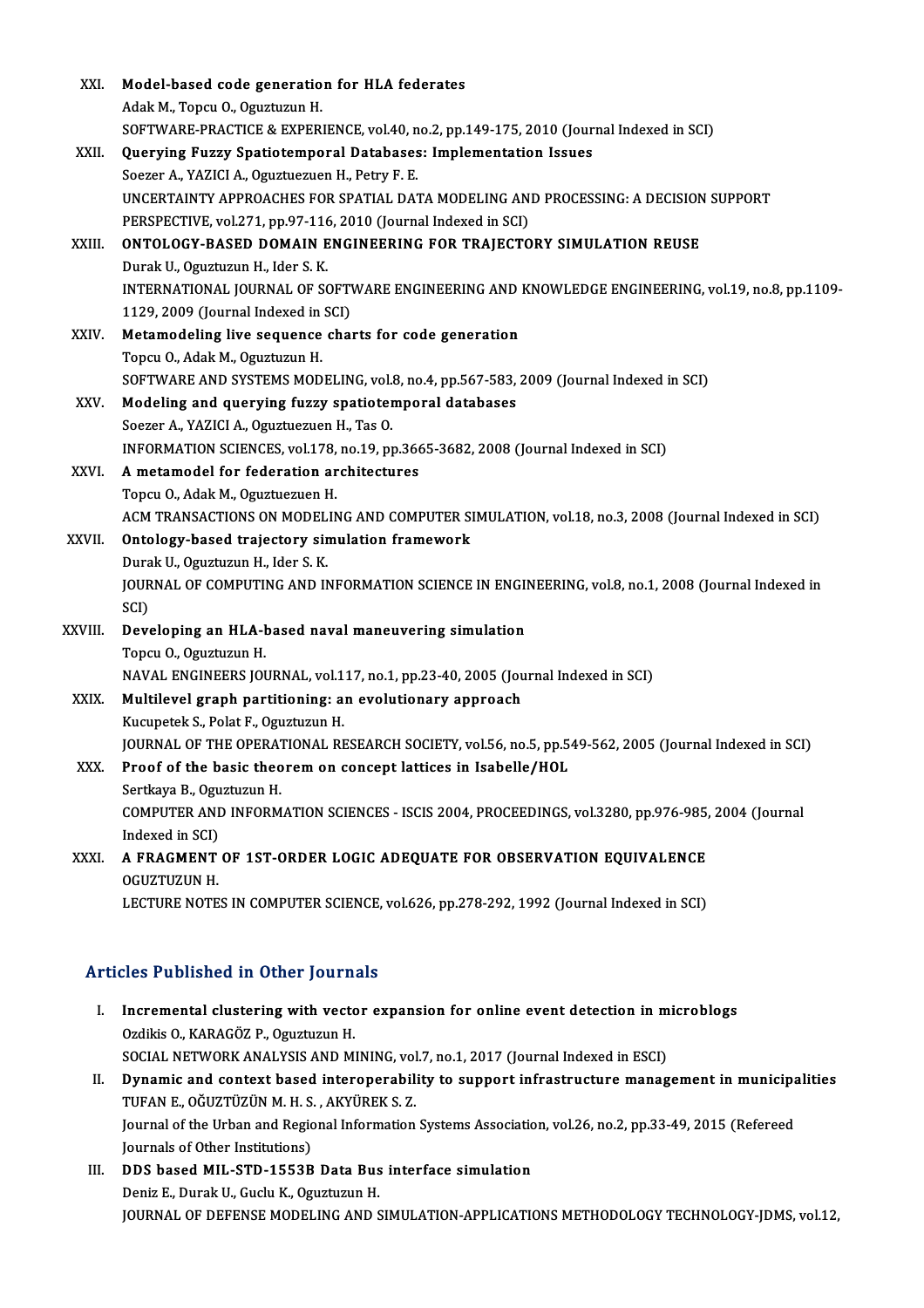XXI. **Model-based code generation for HLA federates**
Adak M., Topcu O., Oguztuzun H.
SOFTWARE-PRACTICE & EXPERIENCE, vol.40, no.2, pp.149-175, 2010 (Journal Indexed in SCI)

XXII. **Querying Fuzzy Spatiotemporal Databases: Implementation Issues**
Soezer A., YAZICI A., Oguztuezuen H., Petry F. E.
UNCERTAINTY APPROACHES FOR SPATIAL DATA MODELING AND PROCESSING: A DECISION SUPPORT PERSPECTIVE, vol.271, pp.97-116, 2010 (Journal Indexed in SCI)

XXIII. **ONTOLOGY-BASED DOMAIN ENGINEERING FOR TRAJECTORY SIMULATION REUSE**
Durak U., Oguztuzun H., Ider S. K.
INTERNATIONAL JOURNAL OF SOFTWARE ENGINEERING AND KNOWLEDGE ENGINEERING, vol.19, no.8, pp.1109-1129, 2009 (Journal Indexed in SCI)

XXIV. **Metamodeling live sequence charts for code generation**
Topcu O., Adak M., Oguztuzun H.
SOFTWARE AND SYSTEMS MODELING, vol.8, no.4, pp.567-583, 2009 (Journal Indexed in SCI)

XXV. **Modeling and querying fuzzy spatiotemporal databases**
Soezer A., YAZICI A., Oguztuezuen H., Tas O.
INFORMATION SCIENCES, vol.178, no.19, pp.3665-3682, 2008 (Journal Indexed in SCI)

XXVI. **A metamodel for federation architectures**
Topcu O., Adak M., Oguztuezuen H.
ACM TRANSACTIONS ON MODELING AND COMPUTER SIMULATION, vol.18, no.3, 2008 (Journal Indexed in SCI)

XXVII. **Ontology-based trajectory simulation framework**
Durak U., Oguztuzun H., Ider S. K.
JOURNAL OF COMPUTING AND INFORMATION SCIENCE IN ENGINEERING, vol.8, no.1, 2008 (Journal Indexed in SCI)

XXVIII. **Developing an HLA-based naval maneuvering simulation**
Topcu O., Oguztuzun H.
NAVAL ENGINEERS JOURNAL, vol.117, no.1, pp.23-40, 2005 (Journal Indexed in SCI)

XXIX. **Multilevel graph partitioning: an evolutionary approach**
Kucupetek S., Polat F., Oguztuzun H.
JOURNAL OF THE OPERATIONAL RESEARCH SOCIETY, vol.56, no.5, pp.549-562, 2005 (Journal Indexed in SCI)

XXX. **Proof of the basic theorem on concept lattices in Isabelle/HOL**
Sertkaya B., Oguztuzun H.
COMPUTER AND INFORMATION SCIENCES - ISCIS 2004, PROCEEDINGS, vol.3280, pp.976-985, 2004 (Journal Indexed in SCI)

XXXI. **A FRAGMENT OF 1ST-ORDER LOGIC ADEQUATE FOR OBSERVATION EQUIVALENCE**
OGUZTUZUN H.
LECTURE NOTES IN COMPUTER SCIENCE, vol.626, pp.278-292, 1992 (Journal Indexed in SCI)

## Articles Published in Other Journals

I. **Incremental clustering with vector expansion for online event detection in microblogs**
Ozdikis O., KARAGÖZ P., Oguztuzun H.
SOCIAL NETWORK ANALYSIS AND MINING, vol.7, no.1, 2017 (Journal Indexed in ESCI)

II. **Dynamic and context based interoperability to support infrastructure management in municipalities**
TUFAN E., OĞUZTÜZÜN M. H. S. , AKYÜREK S. Z.
Journal of the Urban and Regional Information Systems Association, vol.26, no.2, pp.33-49, 2015 (Refereed Journals of Other Institutions)

III. **DDS based MIL-STD-1553B Data Bus interface simulation**
Deniz E., Durak U., Guclu K., Oguztuzun H.
JOURNAL OF DEFENSE MODELING AND SIMULATION-APPLICATIONS METHODOLOGY TECHNOLOGY-JDMS, vol.12,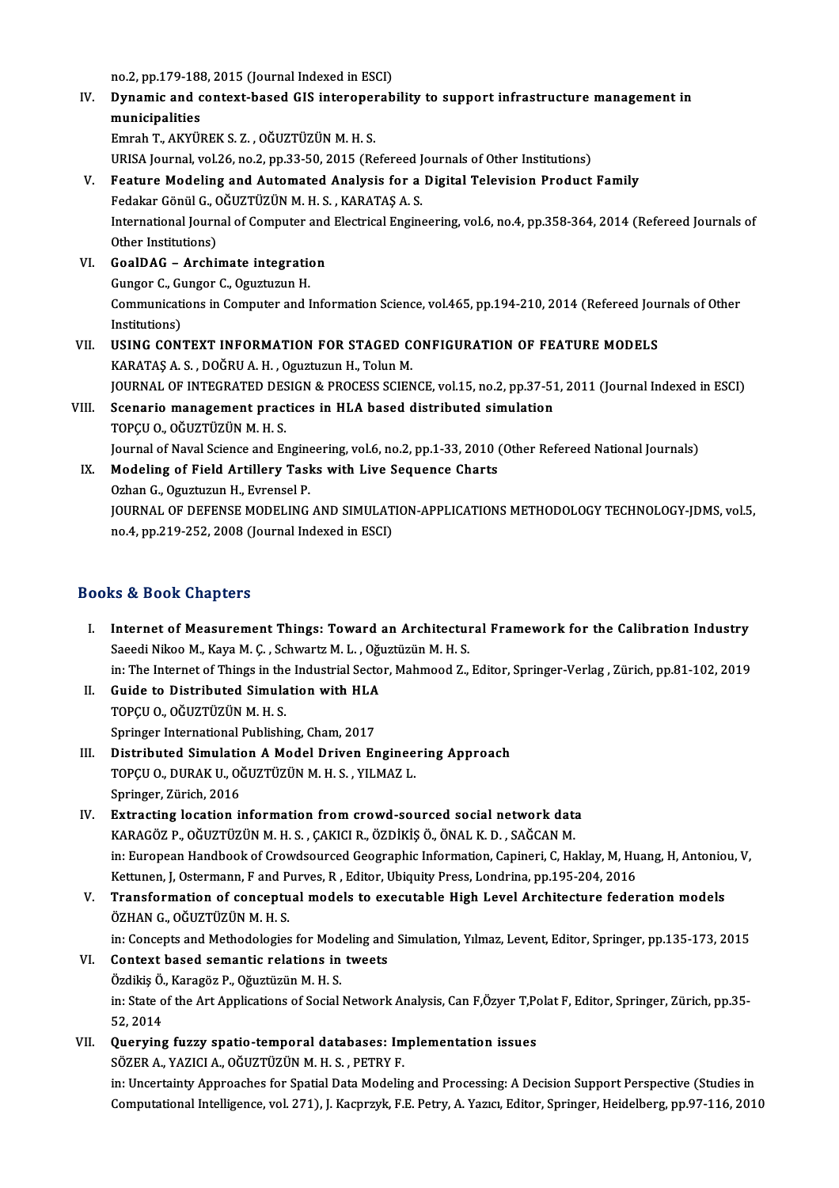no.2, pp.179-188, 2015 (Journal Indexed in ESCI)

IV. **Dynamic and context-based GIS interoperability to support infrastructure management in municipalities**
Emrah T., AKYÜREK S. Z. , OĞUZTÜZÜN M. H. S.
URISA Journal, vol.26, no.2, pp.33-50, 2015 (Refereed Journals of Other Institutions)

V. **Feature Modeling and Automated Analysis for a Digital Television Product Family**
Fedakar Gönül G., OĞUZTÜZÜN M. H. S. , KARATAŞ A. S.
International Journal of Computer and Electrical Engineering, vol.6, no.4, pp.358-364, 2014 (Refereed Journals of Other Institutions)

VI. **GoalDAG – Archimate integration**
Gungor C., Gungor C., Oguztuzun H.
Communications in Computer and Information Science, vol.465, pp.194-210, 2014 (Refereed Journals of Other Institutions)

VII. **USING CONTEXT INFORMATION FOR STAGED CONFIGURATION OF FEATURE MODELS**
KARATAŞ A. S. , DOĞRU A. H. , Oguztuzun H., Tolun M.
JOURNAL OF INTEGRATED DESIGN & PROCESS SCIENCE, vol.15, no.2, pp.37-51, 2011 (Journal Indexed in ESCI)

VIII. **Scenario management practices in HLA based distributed simulation**
TOPÇU O., OĞUZTÜZÜN M. H. S.
Journal of Naval Science and Engineering, vol.6, no.2, pp.1-33, 2010 (Other Refereed National Journals)

IX. **Modeling of Field Artillery Tasks with Live Sequence Charts**
Ozhan G., Oguztuzun H., Evrensel P.
JOURNAL OF DEFENSE MODELING AND SIMULATION-APPLICATIONS METHODOLOGY TECHNOLOGY-JDMS, vol.5, no.4, pp.219-252, 2008 (Journal Indexed in ESCI)

## Books & Book Chapters

I. **Internet of Measurement Things: Toward an Architectural Framework for the Calibration Industry**
Saeedi Nikoo M., Kaya M. Ç. , Schwartz M. L. , Oğuztüzün M. H. S.
in: The Internet of Things in the Industrial Sector, Mahmood Z., Editor, Springer-Verlag , Zürich, pp.81-102, 2019

II. **Guide to Distributed Simulation with HLA**
TOPÇU O., OĞUZTÜZÜN M. H. S.
Springer International Publishing, Cham, 2017

III. **Distributed Simulation A Model Driven Engineering Approach**
TOPÇU O., DURAK U., OĞUZTÜZÜN M. H. S. , YILMAZ L.
Springer, Zürich, 2016

IV. **Extracting location information from crowd-sourced social network data**
KARAGÖZ P., OĞUZTÜZÜN M. H. S. , ÇAKICI R., ÖZDİKİŞ Ö., ÖNAL K. D. , SAĞCAN M.
in: European Handbook of Crowdsourced Geographic Information, Capineri, C, Haklay, M, Huang, H, Antoniou, V, Kettunen, J, Ostermann, F and Purves, R , Editor, Ubiquity Press, Londrina, pp.195-204, 2016

V. **Transformation of conceptual models to executable High Level Architecture federation models**
ÖZHAN G., OĞUZTÜZÜN M. H. S.
in: Concepts and Methodologies for Modeling and Simulation, Yılmaz, Levent, Editor, Springer, pp.135-173, 2015

VI. **Context based semantic relations in tweets**
Özdikiş Ö., Karagöz P., Oğuztüzün M. H. S.
in: State of the Art Applications of Social Network Analysis, Can F,Özyer T,Polat F, Editor, Springer, Zürich, pp.35-52, 2014

VII. **Querying fuzzy spatio-temporal databases: Implementation issues**
SÖZER A., YAZICI A., OĞUZTÜZÜN M. H. S. , PETRY F.
in: Uncertainty Approaches for Spatial Data Modeling and Processing: A Decision Support Perspective (Studies in Computational Intelligence, vol. 271), J. Kacprzyk, F.E. Petry, A. Yazıcı, Editor, Springer, Heidelberg, pp.97-116, 2010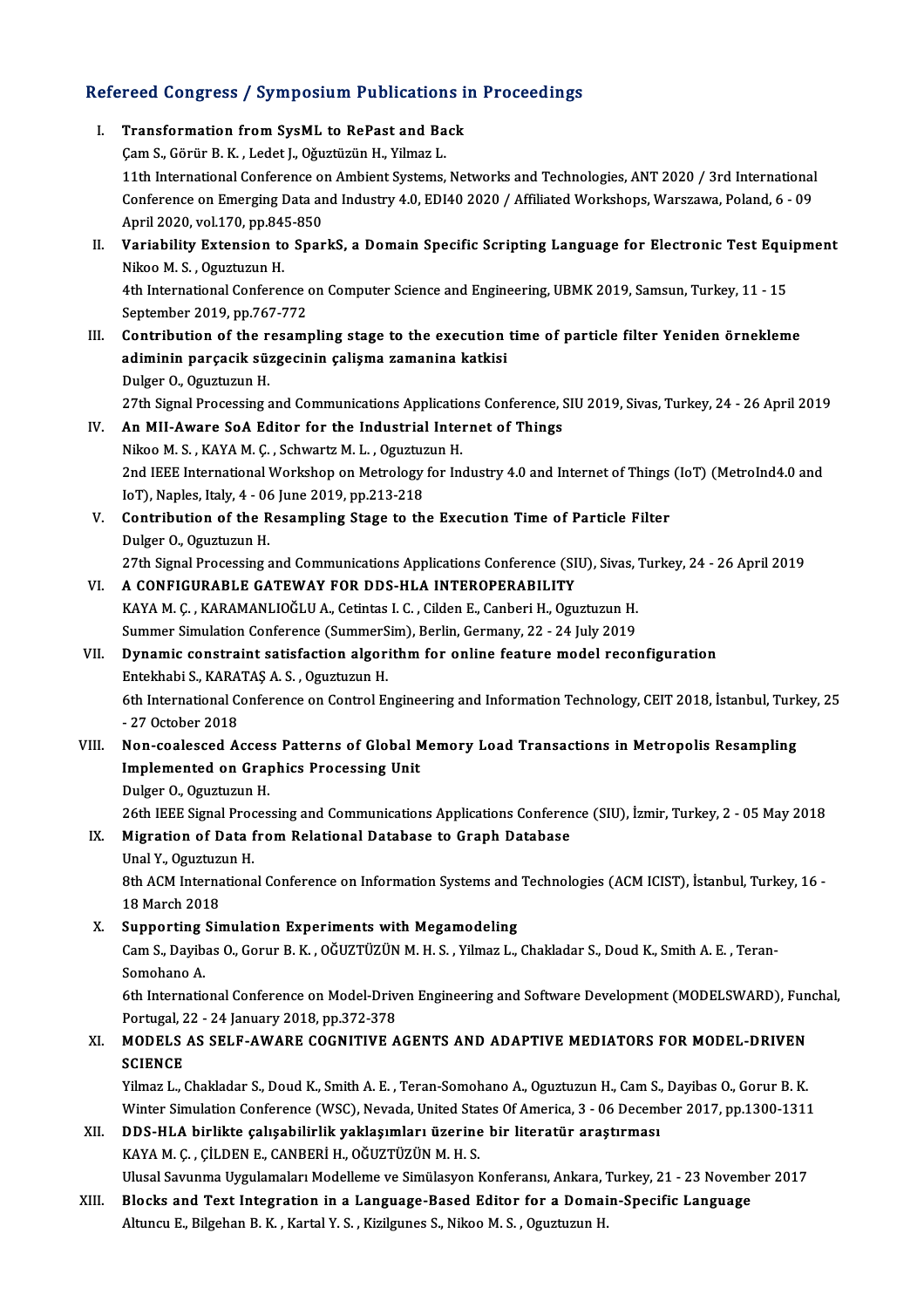## Refereed Congress / Symposium Publications in Proceedings

I. **Transformation from SysML to RePast and Back**
   Çam S., Görür B. K. , Ledet J., Oğuztüzün H., Yilmaz L.
   11th International Conference on Ambient Systems, Networks and Technologies, ANT 2020 / 3rd International Conference on Emerging Data and Industry 4.0, EDI40 2020 / Affiliated Workshops, Warszawa, Poland, 6 - 09 April 2020, vol.170, pp.845-850

II. **Variability Extension to SparkS, a Domain Specific Scripting Language for Electronic Test Equipment**
   Nikoo M. S. , Oguztuzun H.
   4th International Conference on Computer Science and Engineering, UBMK 2019, Samsun, Turkey, 11 - 15 September 2019, pp.767-772

III. **Contribution of the resampling stage to the execution time of particle filter Yeniden örnekleme adiminin parçacik süzgecinin çalişma zamanina katkisi**
   Dulger O., Oguztuzun H.
   27th Signal Processing and Communications Applications Conference, SIU 2019, Sivas, Turkey, 24 - 26 April 2019

IV. **An MII-Aware SoA Editor for the Industrial Internet of Things**
   Nikoo M. S. , KAYA M. Ç. , Schwartz M. L. , Oguztuzun H.
   2nd IEEE International Workshop on Metrology for Industry 4.0 and Internet of Things (IoT) (MetroInd4.0 and IoT), Naples, Italy, 4 - 06 June 2019, pp.213-218

V. **Contribution of the Resampling Stage to the Execution Time of Particle Filter**
   Dulger O., Oguztuzun H.
   27th Signal Processing and Communications Applications Conference (SIU), Sivas, Turkey, 24 - 26 April 2019

VI. **A CONFIGURABLE GATEWAY FOR DDS-HLA INTEROPERABILITY**
   KAYA M. Ç. , KARAMANLIOĞLU A., Cetintas I. C. , Cilden E., Canberi H., Oguztuzun H.
   Summer Simulation Conference (SummerSim), Berlin, Germany, 22 - 24 July 2019

VII. **Dynamic constraint satisfaction algorithm for online feature model reconfiguration**
   Entekhabi S., KARATAŞ A. S. , Oguztuzun H.
   6th International Conference on Control Engineering and Information Technology, CEIT 2018, İstanbul, Turkey, 25 - 27 October 2018

VIII. **Non-coalesced Access Patterns of Global Memory Load Transactions in Metropolis Resampling Implemented on Graphics Processing Unit**
   Dulger O., Oguztuzun H.
   26th IEEE Signal Processing and Communications Applications Conference (SIU), İzmir, Turkey, 2 - 05 May 2018

IX. **Migration of Data from Relational Database to Graph Database**
   Unal Y., Oguztuzun H.
   8th ACM International Conference on Information Systems and Technologies (ACM ICIST), İstanbul, Turkey, 16 - 18 March 2018

X. **Supporting Simulation Experiments with Megamodeling**
   Cam S., Dayibas O., Gorur B. K. , OĞUZTÜZÜN M. H. S. , Yilmaz L., Chakladar S., Doud K., Smith A. E. , Teran-Somohano A.
   6th International Conference on Model-Driven Engineering and Software Development (MODELSWARD), Funchal, Portugal, 22 - 24 January 2018, pp.372-378

XI. **MODELS AS SELF-AWARE COGNITIVE AGENTS AND ADAPTIVE MEDIATORS FOR MODEL-DRIVEN SCIENCE**
   Yilmaz L., Chakladar S., Doud K., Smith A. E. , Teran-Somohano A., Oguztuzun H., Cam S., Dayibas O., Gorur B. K.
   Winter Simulation Conference (WSC), Nevada, United States Of America, 3 - 06 December 2017, pp.1300-1311

XII. **DDS-HLA birlikte çalışabilirlik yaklaşımları üzerine bir literatür araştırması**
   KAYA M. Ç. , ÇİLDEN E., CANBERİ H., OĞUZTÜZÜN M. H. S.
   Ulusal Savunma Uygulamaları Modelleme ve Simülasyon Konferansı, Ankara, Turkey, 21 - 23 November 2017

XIII. **Blocks and Text Integration in a Language-Based Editor for a Domain-Specific Language**
   Altuncu E., Bilgehan B. K. , Kartal Y. S. , Kizilgunes S., Nikoo M. S. , Oguztuzun H.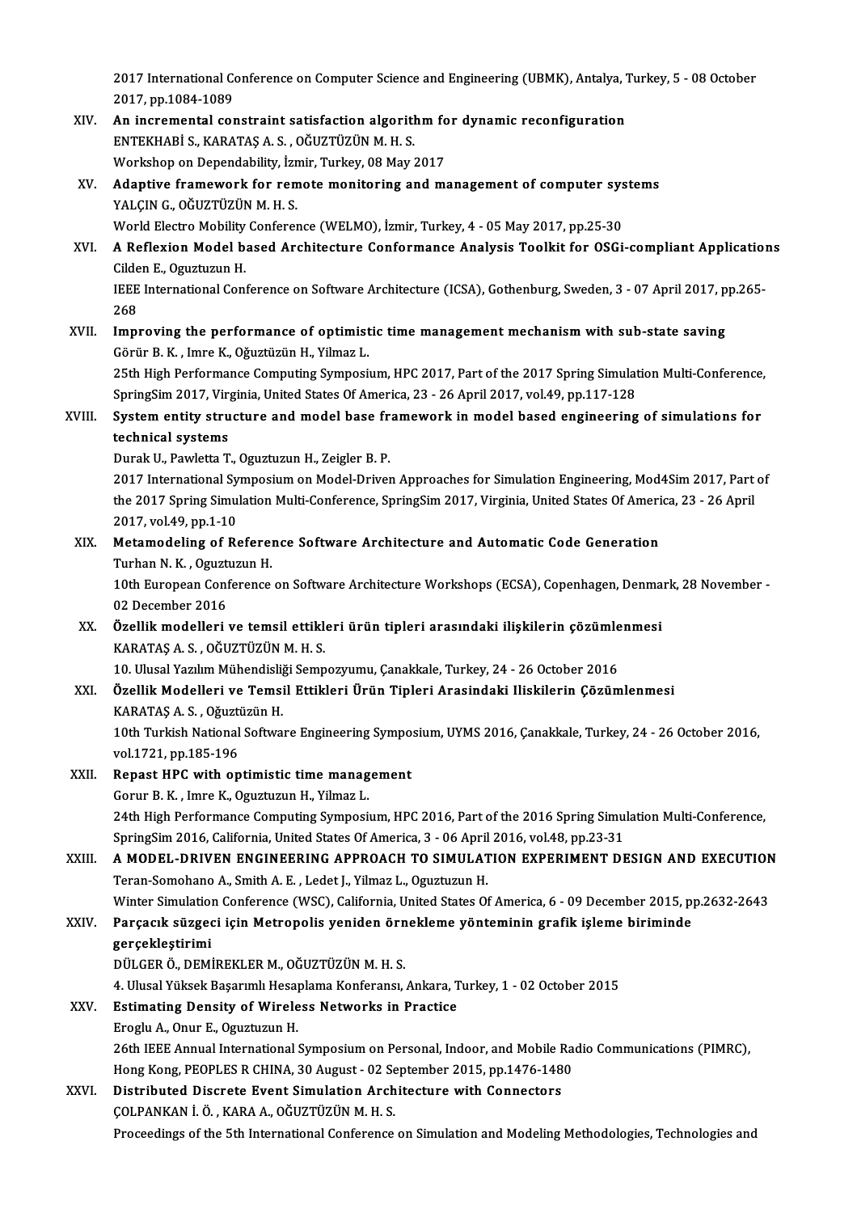2017 International Conference on Computer Science and Engineering (UBMK), Antalya, Turkey, 5 - 08 October 2017, pp.1084-1089

XIV. **An incremental constraint satisfaction algorithm for dynamic reconfiguration**
ENTEKHABİ S., KARATAŞ A. S. , OĞUZTÜZÜN M. H. S.
Workshop on Dependability, İzmir, Turkey, 08 May 2017

XV. **Adaptive framework for remote monitoring and management of computer systems**
YALÇIN G., OĞUZTÜZÜN M. H. S.
World Electro Mobility Conference (WELMO), İzmir, Turkey, 4 - 05 May 2017, pp.25-30

XVI. **A Reflexion Model based Architecture Conformance Analysis Toolkit for OSGi-compliant Applications**
Cilden E., Oguztuzun H.
IEEE International Conference on Software Architecture (ICSA), Gothenburg, Sweden, 3 - 07 April 2017, pp.265-268

XVII. **Improving the performance of optimistic time management mechanism with sub-state saving**
Görür B. K. , Imre K., Oğuztüzün H., Yilmaz L.
25th High Performance Computing Symposium, HPC 2017, Part of the 2017 Spring Simulation Multi-Conference, SpringSim 2017, Virginia, United States Of America, 23 - 26 April 2017, vol.49, pp.117-128

XVIII. **System entity structure and model base framework in model based engineering of simulations for technical systems**
Durak U., Pawletta T., Oguztuzun H., Zeigler B. P.
2017 International Symposium on Model-Driven Approaches for Simulation Engineering, Mod4Sim 2017, Part of the 2017 Spring Simulation Multi-Conference, SpringSim 2017, Virginia, United States Of America, 23 - 26 April 2017, vol.49, pp.1-10

XIX. **Metamodeling of Reference Software Architecture and Automatic Code Generation**
Turhan N. K. , Oguztuzun H.
10th European Conference on Software Architecture Workshops (ECSA), Copenhagen, Denmark, 28 November - 02 December 2016

XX. **Özellik modelleri ve temsil ettikleri ürün tipleri arasındaki ilişkilerin çözümlenmesi**
KARATAŞ A. S. , OĞUZTÜZÜN M. H. S.
10. Ulusal Yazılım Mühendisliği Sempozyumu, Çanakkale, Turkey, 24 - 26 October 2016

XXI. **Özellik Modelleri ve Temsil Ettikleri Ürün Tipleri Arasindaki Iliskilerin Çözümlenmesi**
KARATAŞ A. S. , Oğuztüzün H.
10th Turkish National Software Engineering Symposium, UYMS 2016, Çanakkale, Turkey, 24 - 26 October 2016, vol.1721, pp.185-196

XXII. **Repast HPC with optimistic time management**
Gorur B. K. , Imre K., Oguztuzun H., Yilmaz L.
24th High Performance Computing Symposium, HPC 2016, Part of the 2016 Spring Simulation Multi-Conference, SpringSim 2016, California, United States Of America, 3 - 06 April 2016, vol.48, pp.23-31

XXIII. **A MODEL-DRIVEN ENGINEERING APPROACH TO SIMULATION EXPERIMENT DESIGN AND EXECUTION**
Teran-Somohano A., Smith A. E. , Ledet J., Yilmaz L., Oguztuzun H.
Winter Simulation Conference (WSC), California, United States Of America, 6 - 09 December 2015, pp.2632-2643

XXIV. **Parçacık süzgeci için Metropolis yeniden örnekleme yönteminin grafik işleme biriminde gerçekleştirimi**
DÜLGER Ö., DEMİREKLER M., OĞUZTÜZÜN M. H. S.
4. Ulusal Yüksek Başarımlı Hesaplama Konferansı, Ankara, Turkey, 1 - 02 October 2015

XXV. **Estimating Density of Wireless Networks in Practice**
Eroglu A., Onur E., Oguztuzun H.
26th IEEE Annual International Symposium on Personal, Indoor, and Mobile Radio Communications (PIMRC), Hong Kong, PEOPLES R CHINA, 30 August - 02 September 2015, pp.1476-1480

XXVI. **Distributed Discrete Event Simulation Architecture with Connectors**
ÇOLPANKAN İ. Ö. , KARA A., OĞUZTÜZÜN M. H. S.
Proceedings of the 5th International Conference on Simulation and Modeling Methodologies, Technologies and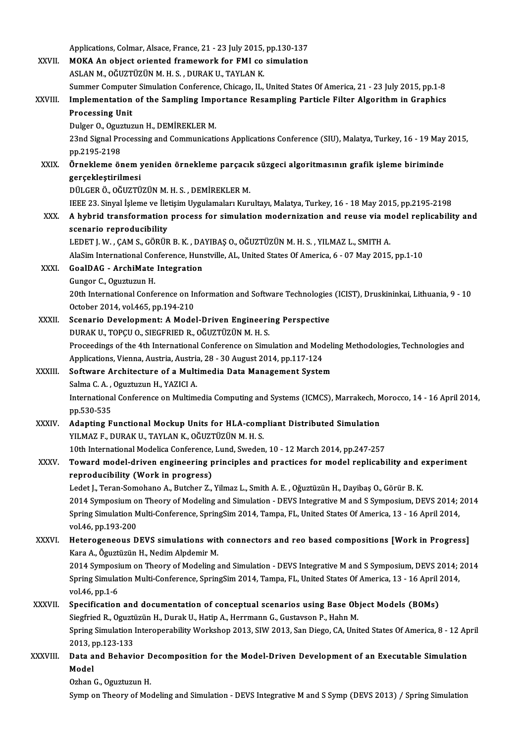Applications, Colmar, Alsace, France, 21 - 23 July 2015, pp.130-137

XXVII. **MOKA An object oriented framework for FMI co simulation**
ASLAN M., OĞUZTÜZÜN M. H. S. , DURAK U., TAYLAN K.
Summer Computer Simulation Conference, Chicago, IL, United States Of America, 21 - 23 July 2015, pp.1-8

XXVIII. **Implementation of the Sampling Importance Resampling Particle Filter Algorithm in Graphics Processing Unit**
Dulger O., Oguztuzun H., DEMİREKLER M.
23nd Signal Processing and Communications Applications Conference (SIU), Malatya, Turkey, 16 - 19 May 2015, pp.2195-2198

XXIX. **Örnekleme önem yeniden örnekleme parçacık süzgeci algoritmasının grafik işleme biriminde gerçekleştirilmesi**
DÜLGER Ö., OĞUZTÜZÜN M. H. S. , DEMİREKLER M.
IEEE 23. Sinyal İşleme ve İletişim Uygulamaları Kurultayı, Malatya, Turkey, 16 - 18 May 2015, pp.2195-2198

XXX. **A hybrid transformation process for simulation modernization and reuse via model replicability and scenario reproducibility**
LEDET J. W. , ÇAM S., GÖRÜR B. K. , DAYIBAŞ O., OĞUZTÜZÜN M. H. S. , YILMAZ L., SMITH A.
AlaSim International Conference, Hunstville, AL, United States Of America, 6 - 07 May 2015, pp.1-10

XXXI. **GoalDAG - ArchiMate Integration**
Gungor C., Oguztuzun H.
20th International Conference on Information and Software Technologies (ICIST), Druskininkai, Lithuania, 9 - 10 October 2014, vol.465, pp.194-210

XXXII. **Scenario Development: A Model-Driven Engineering Perspective**
DURAK U., TOPÇU O., SIEGFRIED R., OĞUZTÜZÜN M. H. S.
Proceedings of the 4th International Conference on Simulation and Modeling Methodologies, Technologies and Applications, Vienna, Austria, Austria, 28 - 30 August 2014, pp.117-124

XXXIII. **Software Architecture of a Multimedia Data Management System**
Salma C. A. , Oguztuzun H., YAZICI A.
International Conference on Multimedia Computing and Systems (ICMCS), Marrakech, Morocco, 14 - 16 April 2014, pp.530-535

XXXIV. **Adapting Functional Mockup Units for HLA-compliant Distributed Simulation**
YILMAZ F., DURAK U., TAYLAN K., OĞUZTÜZÜN M. H. S.
10th International Modelica Conference, Lund, Sweden, 10 - 12 March 2014, pp.247-257

XXXV. **Toward model-driven engineering principles and practices for model replicability and experiment reproducibility (Work in progress)**
Ledet J., Teran-Somohano A., Butcher Z., Yilmaz L., Smith A. E. , Oğuztüzün H., Dayibaş O., Görür B. K.
2014 Symposium on Theory of Modeling and Simulation - DEVS Integrative M and S Symposium, DEVS 2014; 2014 Spring Simulation Multi-Conference, SpringSim 2014, Tampa, FL, United States Of America, 13 - 16 April 2014, vol.46, pp.193-200

XXXVI. **Heterogeneous DEVS simulations with connectors and reo based compositions [Work in Progress]**
Kara A., Õguztüzün H., Nedim Alpdemir M.
2014 Symposium on Theory of Modeling and Simulation - DEVS Integrative M and S Symposium, DEVS 2014; 2014 Spring Simulation Multi-Conference, SpringSim 2014, Tampa, FL, United States Of America, 13 - 16 April 2014, vol.46, pp.1-6

XXXVII. **Specification and documentation of conceptual scenarios using Base Object Models (BOMs)**
Siegfried R., Oguztüzün H., Durak U., Hatip A., Herrmann G., Gustavson P., Hahn M.
Spring Simulation Interoperability Workshop 2013, SIW 2013, San Diego, CA, United States Of America, 8 - 12 April 2013, pp.123-133

XXXVIII. **Data and Behavior Decomposition for the Model-Driven Development of an Executable Simulation Model**
Ozhan G., Oguztuzun H.
Symp on Theory of Modeling and Simulation - DEVS Integrative M and S Symp (DEVS 2013) / Spring Simulation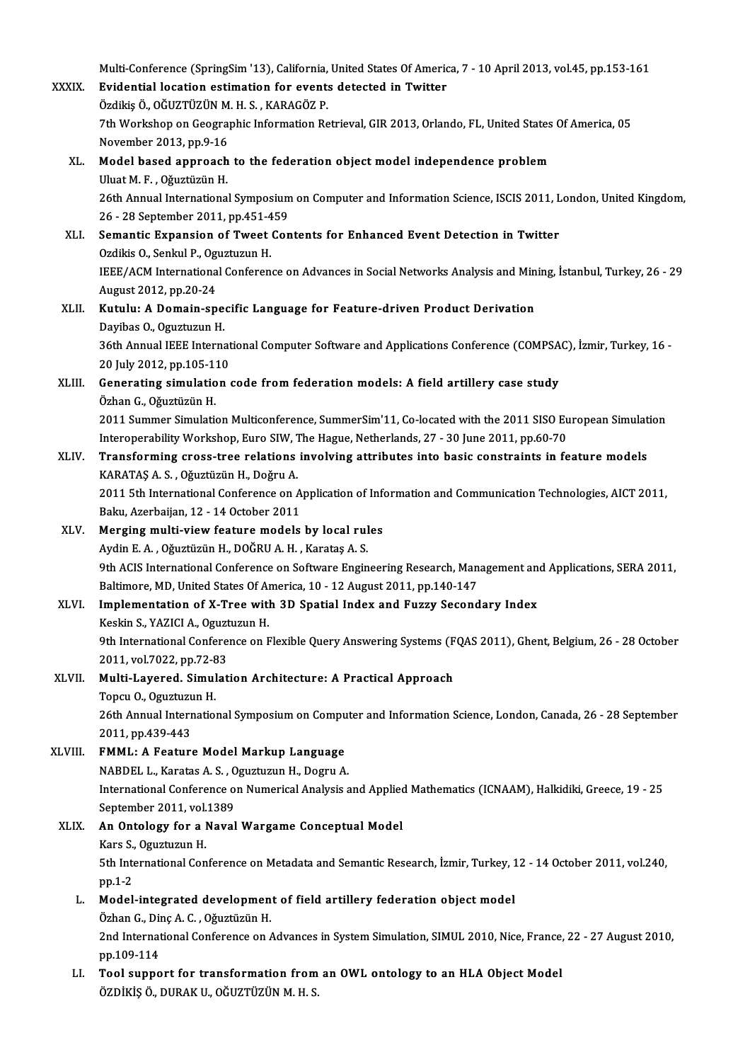Multi-Conference (SpringSim '13), California, United States Of America, 7 - 10 April 2013, vol.45, pp.153-161

XXXIX. **Evidential location estimation for events detected in Twitter**
Özdikiş Ö., OĞUZTÜZÜN M. H. S. , KARAGÖZ P.
7th Workshop on Geographic Information Retrieval, GIR 2013, Orlando, FL, United States Of America, 05 November 2013, pp.9-16

XL. **Model based approach to the federation object model independence problem**
Uluat M. F. , Oğuztüzün H.
26th Annual International Symposium on Computer and Information Science, ISCIS 2011, London, United Kingdom, 26 - 28 September 2011, pp.451-459

XLI. **Semantic Expansion of Tweet Contents for Enhanced Event Detection in Twitter**
Ozdikis O., Senkul P., Oguztuzun H.
IEEE/ACM International Conference on Advances in Social Networks Analysis and Mining, İstanbul, Turkey, 26 - 29 August 2012, pp.20-24

XLII. **Kutulu: A Domain-specific Language for Feature-driven Product Derivation**
Dayibas O., Oguztuzun H.
36th Annual IEEE International Computer Software and Applications Conference (COMPSAC), İzmir, Turkey, 16 - 20 July 2012, pp.105-110

XLIII. **Generating simulation code from federation models: A field artillery case study**
Özhan G., Oğuztüzün H.
2011 Summer Simulation Multiconference, SummerSim'11, Co-located with the 2011 SISO European Simulation Interoperability Workshop, Euro SIW, The Hague, Netherlands, 27 - 30 June 2011, pp.60-70

XLIV. **Transforming cross-tree relations involving attributes into basic constraints in feature models**
KARATAŞ A. S. , Oğuztüzün H., Doğru A.
2011 5th International Conference on Application of Information and Communication Technologies, AICT 2011, Baku, Azerbaijan, 12 - 14 October 2011

XLV. **Merging multi-view feature models by local rules**
Aydin E. A. , Oğuztüzün H., DOĞRU A. H. , Karataş A. S.
9th ACIS International Conference on Software Engineering Research, Management and Applications, SERA 2011, Baltimore, MD, United States Of America, 10 - 12 August 2011, pp.140-147

XLVI. **Implementation of X-Tree with 3D Spatial Index and Fuzzy Secondary Index**
Keskin S., YAZICI A., Oguztuzun H.
9th International Conference on Flexible Query Answering Systems (FQAS 2011), Ghent, Belgium, 26 - 28 October 2011, vol.7022, pp.72-83

XLVII. **Multi-Layered. Simulation Architecture: A Practical Approach**
Topcu O., Oguztuzun H.
26th Annual International Symposium on Computer and Information Science, London, Canada, 26 - 28 September 2011, pp.439-443

XLVIII. **FMML: A Feature Model Markup Language**
NABDEL L., Karatas A. S. , Oguztuzun H., Dogru A.
International Conference on Numerical Analysis and Applied Mathematics (ICNAAM), Halkidiki, Greece, 19 - 25 September 2011, vol.1389

XLIX. **An Ontology for a Naval Wargame Conceptual Model**
Kars S., Oguztuzun H.
5th International Conference on Metadata and Semantic Research, İzmir, Turkey, 12 - 14 October 2011, vol.240, pp.1-2

L. **Model-integrated development of field artillery federation object model**
Özhan G., Dinç A. C. , Oğuztüzün H.
2nd International Conference on Advances in System Simulation, SIMUL 2010, Nice, France, 22 - 27 August 2010, pp.109-114

LI. **Tool support for transformation from an OWL ontology to an HLA Object Model**
ÖZDİKİŞ Ö., DURAK U., OĞUZTÜZÜN M. H. S.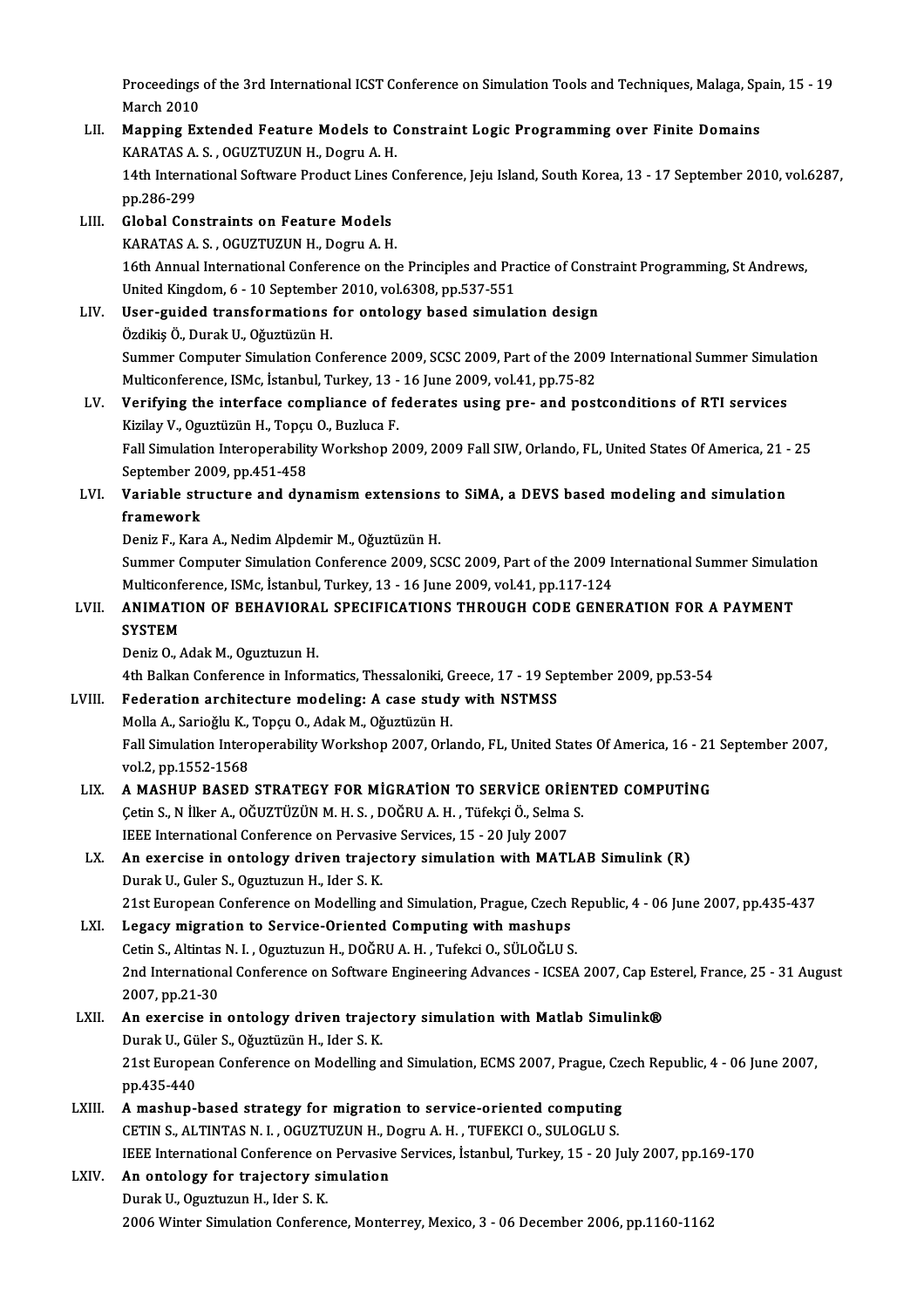Proceedings of the 3rd International ICST Conference on Simulation Tools and Techniques, Malaga, Spain, 15 - 19 March 2010

LII. **Mapping Extended Feature Models to Constraint Logic Programming over Finite Domains**
KARATAS A. S. , OGUZTUZUN H., Dogru A. H.
14th International Software Product Lines Conference, Jeju Island, South Korea, 13 - 17 September 2010, vol.6287, pp.286-299

LIII. **Global Constraints on Feature Models**
KARATAS A. S. , OGUZTUZUN H., Dogru A. H.
16th Annual International Conference on the Principles and Practice of Constraint Programming, St Andrews, United Kingdom, 6 - 10 September 2010, vol.6308, pp.537-551

LIV. **User-guided transformations for ontology based simulation design**
Özdikiş Ö., Durak U., Oğuztüzün H.
Summer Computer Simulation Conference 2009, SCSC 2009, Part of the 2009 International Summer Simulation Multiconference, ISMc, İstanbul, Turkey, 13 - 16 June 2009, vol.41, pp.75-82

LV. **Verifying the interface compliance of federates using pre- and postconditions of RTI services**
Kizilay V., Oguztüzün H., Topçu O., Buzluca F.
Fall Simulation Interoperability Workshop 2009, 2009 Fall SIW, Orlando, FL, United States Of America, 21 - 25 September 2009, pp.451-458

LVI. **Variable structure and dynamism extensions to SiMA, a DEVS based modeling and simulation framework**
Deniz F., Kara A., Nedim Alpdemir M., Oğuztüzün H.
Summer Computer Simulation Conference 2009, SCSC 2009, Part of the 2009 International Summer Simulation Multiconference, ISMc, İstanbul, Turkey, 13 - 16 June 2009, vol.41, pp.117-124

LVII. **ANIMATION OF BEHAVIORAL SPECIFICATIONS THROUGH CODE GENERATION FOR A PAYMENT SYSTEM**
Deniz O., Adak M., Oguztuzun H.
4th Balkan Conference in Informatics, Thessaloniki, Greece, 17 - 19 September 2009, pp.53-54

LVIII. **Federation architecture modeling: A case study with NSTMSS**
Molla A., Sarioğlu K., Topçu O., Adak M., Oğuztüzün H.
Fall Simulation Interoperability Workshop 2007, Orlando, FL, United States Of America, 16 - 21 September 2007, vol.2, pp.1552-1568

LIX. **A MASHUP BASED STRATEGY FOR MİGRATİON TO SERVİCE ORİENTED COMPUTİNG**
Çetin S., N İlker A., OĞUZTÜZÜN M. H. S. , DOĞRU A. H. , Tüfekçi Ö., Selma S.
IEEE International Conference on Pervasive Services, 15 - 20 July 2007

LX. **An exercise in ontology driven trajectory simulation with MATLAB Simulink (R)**
Durak U., Guler S., Oguztuzun H., Ider S. K.
21st European Conference on Modelling and Simulation, Prague, Czech Republic, 4 - 06 June 2007, pp.435-437

LXI. **Legacy migration to Service-Oriented Computing with mashups**
Cetin S., Altintas N. I. , Oguztuzun H., DOĞRU A. H. , Tufekci O., SÜLOĞLU S.
2nd International Conference on Software Engineering Advances - ICSEA 2007, Cap Esterel, France, 25 - 31 August 2007, pp.21-30

LXII. **An exercise in ontology driven trajectory simulation with Matlab Simulink®**
Durak U., Güler S., Oğuztüzün H., Ider S. K.
21st European Conference on Modelling and Simulation, ECMS 2007, Prague, Czech Republic, 4 - 06 June 2007, pp.435-440

LXIII. **A mashup-based strategy for migration to service-oriented computing**
CETIN S., ALTINTAS N. I. , OGUZTUZUN H., Dogru A. H. , TUFEKCI O., SULOGLU S.
IEEE International Conference on Pervasive Services, İstanbul, Turkey, 15 - 20 July 2007, pp.169-170

LXIV. **An ontology for trajectory simulation**
Durak U., Oguztuzun H., Ider S. K.
2006 Winter Simulation Conference, Monterrey, Mexico, 3 - 06 December 2006, pp.1160-1162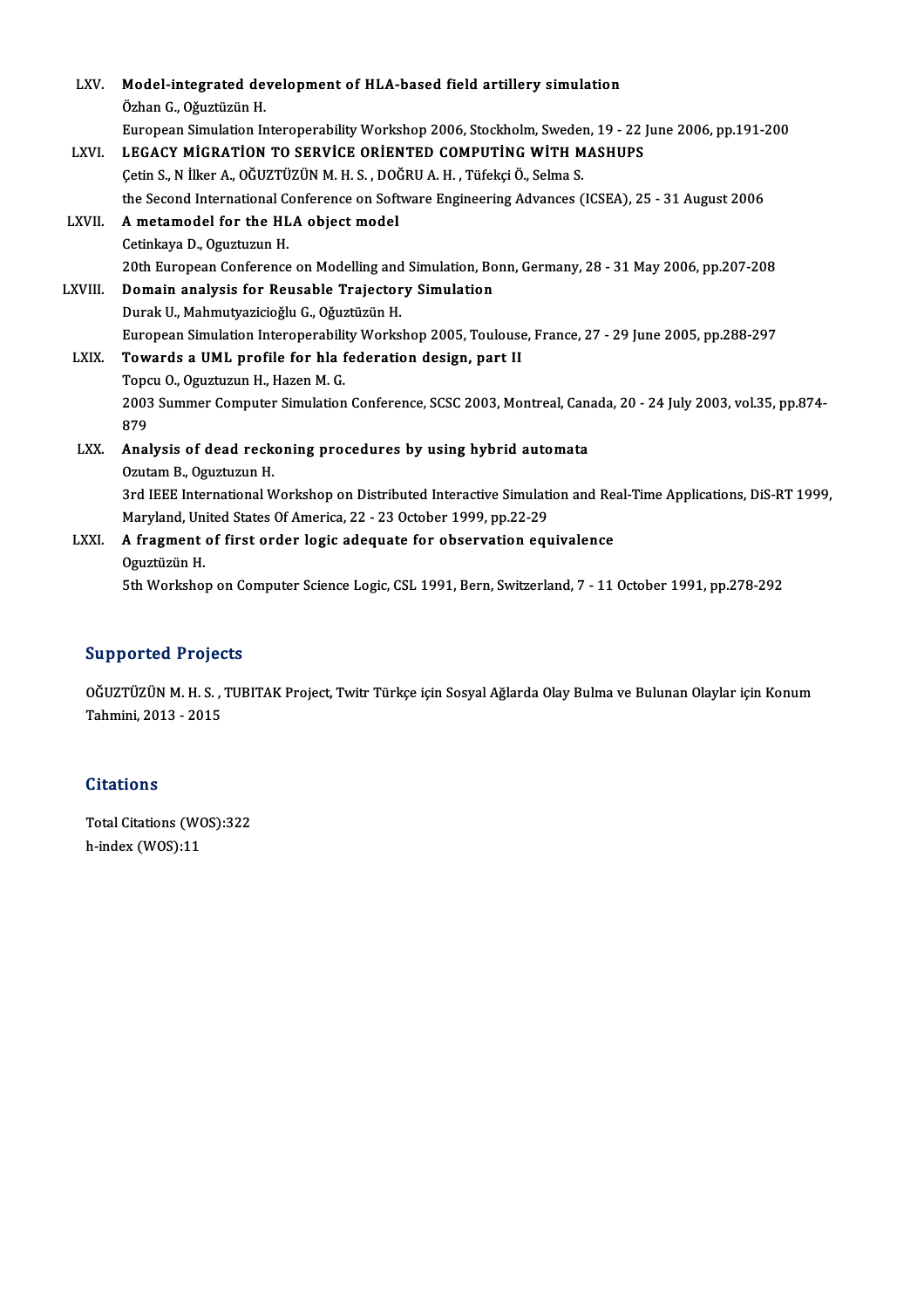LXV. **Model-integrated development of HLA-based field artillery simulation**
Özhan G., Oğuztüzün H.
European Simulation Interoperability Workshop 2006, Stockholm, Sweden, 19 - 22 June 2006, pp.191-200

LXVI. **LEGACY MİGRATİON TO SERVİCE ORİENTED COMPUTİNG WİTH MASHUPS**
Çetin S., N İlker A., OĞUZTÜZÜN M. H. S. , DOĞRU A. H. , Tüfekçi Ö., Selma S.
the Second International Conference on Software Engineering Advances (ICSEA), 25 - 31 August 2006

LXVII. **A metamodel for the HLA object model**
Cetinkaya D., Oguztuzun H.
20th European Conference on Modelling and Simulation, Bonn, Germany, 28 - 31 May 2006, pp.207-208

LXVIII. **Domain analysis for Reusable Trajectory Simulation**
Durak U., Mahmutyazicioğlu G., Oğuztüzün H.
European Simulation Interoperability Workshop 2005, Toulouse, France, 27 - 29 June 2005, pp.288-297

LXIX. **Towards a UML profile for hla federation design, part II**
Topcu O., Oguztuzun H., Hazen M. G.
2003 Summer Computer Simulation Conference, SCSC 2003, Montreal, Canada, 20 - 24 July 2003, vol.35, pp.874-879

LXX. **Analysis of dead reckoning procedures by using hybrid automata**
Ozutam B., Oguztuzun H.
3rd IEEE International Workshop on Distributed Interactive Simulation and Real-Time Applications, DiS-RT 1999, Maryland, United States Of America, 22 - 23 October 1999, pp.22-29

LXXI. **A fragment of first order logic adequate for observation equivalence**
Oguztüzün H.
5th Workshop on Computer Science Logic, CSL 1991, Bern, Switzerland, 7 - 11 October 1991, pp.278-292

## Supported Projects

OĞUZTÜZÜN M. H. S. , TUBITAK Project, Twitr Türkçe için Sosyal Ağlarda Olay Bulma ve Bulunan Olaylar için Konum Tahmini, 2013 - 2015

## Citations

Total Citations (WOS):322
h-index (WOS):11